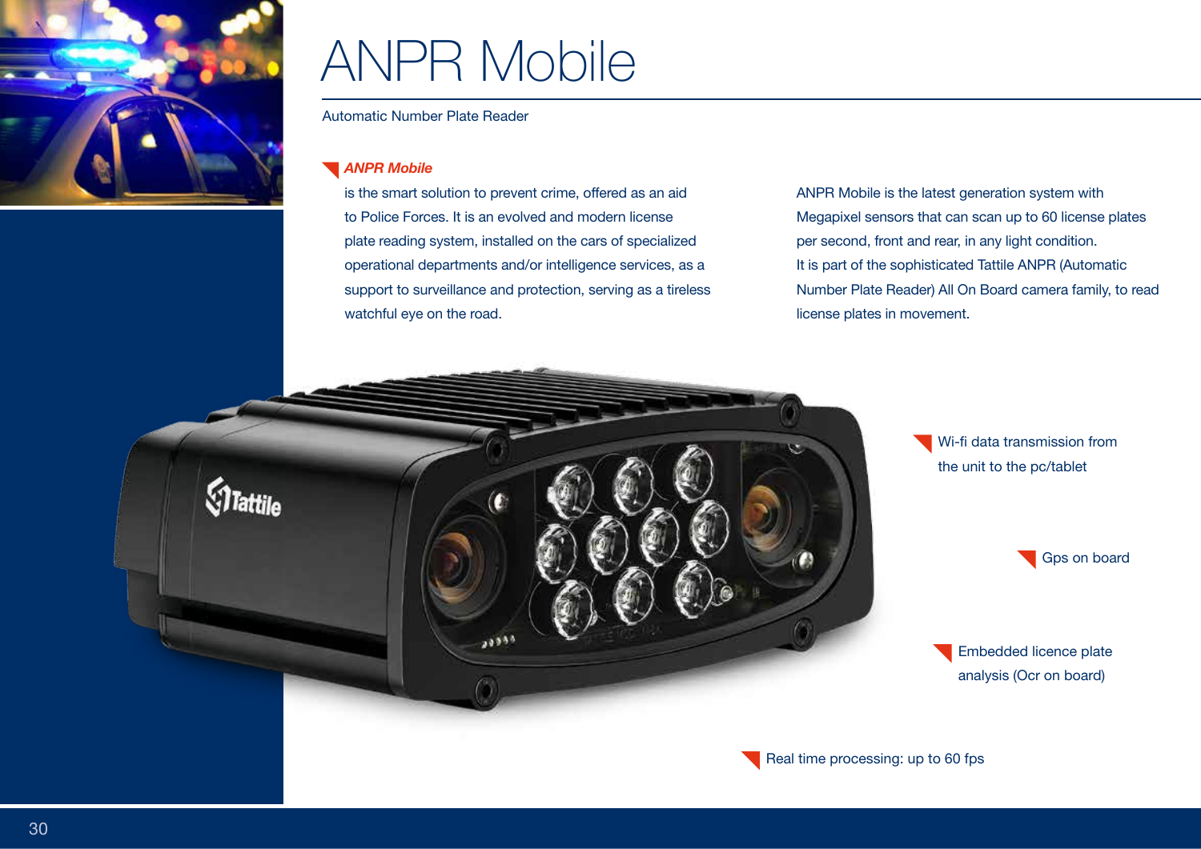# ANPR Mobile

Automatic Number Plate Reader

***ANPR Mobile*** is the smart solution to prevent crime, offered as an aid to Police Forces. It is an evolved and modern license plate reading system, installed on the cars of specialized operational departments and/or intelligence services, as a support to surveillance and protection, serving as a tireless watchful eye on the road.

ANPR Mobile is the latest generation system with Megapixel sensors that can scan up to 60 license plates per second, front and rear, in any light condition. It is part of the sophisticated Tattile ANPR (Automatic Number Plate Reader) All On Board camera family, to read license plates in movement.

- Wi-fi data transmission from the unit to the pc/tablet
- Gps on board
- Embedded licence plate analysis (Ocr on board)
- Real time processing: up to 60 fps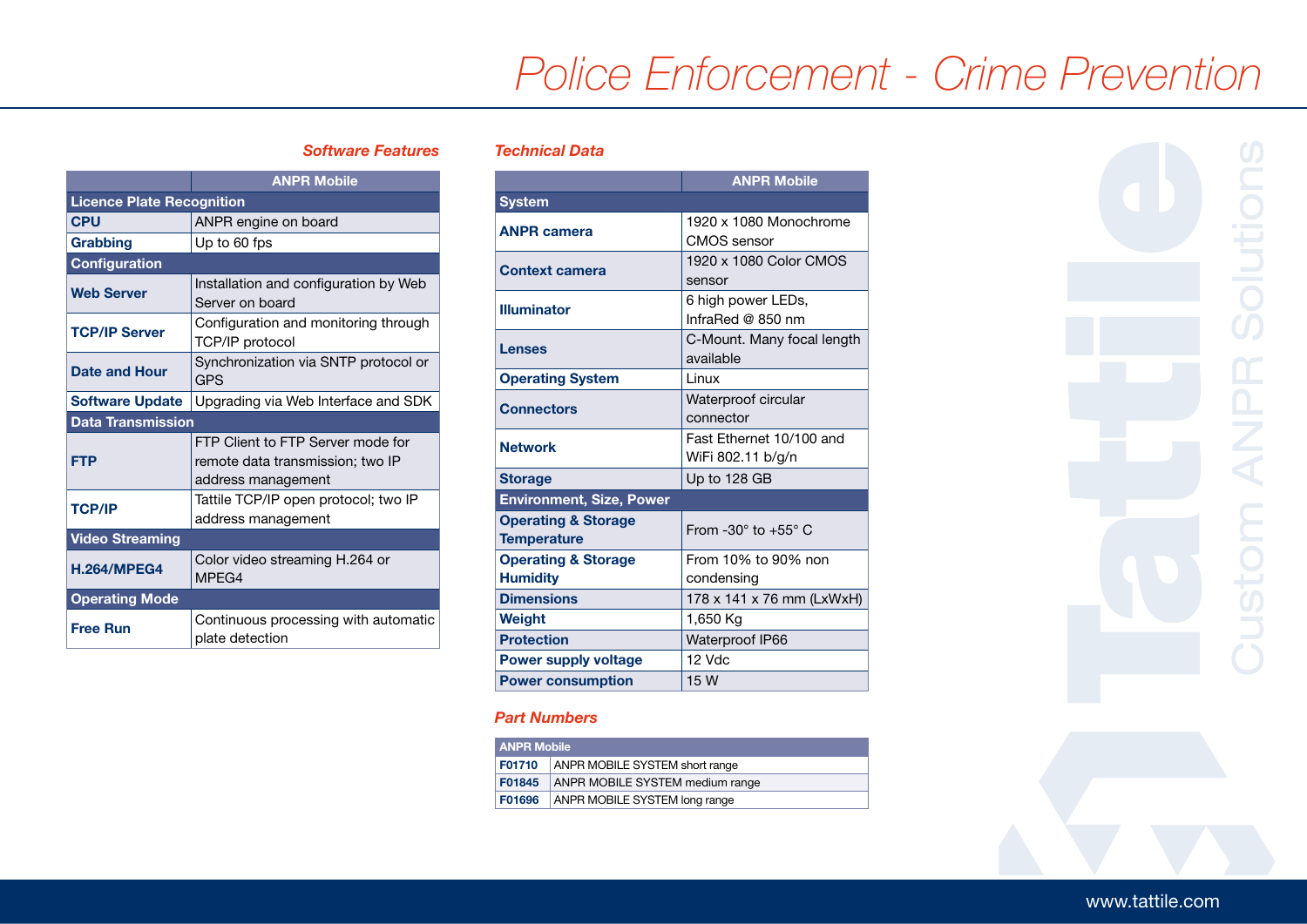# Police Enforcement - Crime Prevention

## Software Features

| | ANPR Mobile |
|---|---|
| **Licence Plate Recognition** | |
| **CPU** | ANPR engine on board |
| **Grabbing** | Up to 60 fps |
| **Configuration** | |
| **Web Server** | Installation and configuration by Web Server on board |
| **TCP/IP Server** | Configuration and monitoring through TCP/IP protocol |
| **Date and Hour** | Synchronization via SNTP protocol or GPS |
| **Software Update** | Upgrading via Web Interface and SDK |
| **Data Transmission** | |
| **FTP** | FTP Client to FTP Server mode for remote data transmission; two IP address management |
| **TCP/IP** | Tattile TCP/IP open protocol; two IP address management |
| **Video Streaming** | |
| **H.264/MPEG4** | Color video streaming H.264 or MPEG4 |
| **Operating Mode** | |
| **Free Run** | Continuous processing with automatic plate detection |

## Technical Data

| | ANPR Mobile |
|---|---|
| **System** | |
| **ANPR camera** | 1920 x 1080 Monochrome CMOS sensor |
| **Context camera** | 1920 x 1080 Color CMOS sensor |
| **Illuminator** | 6 high power LEDs, InfraRed @ 850 nm |
| **Lenses** | C-Mount. Many focal length available |
| **Operating System** | Linux |
| **Connectors** | Waterproof circular connector |
| **Network** | Fast Ethernet 10/100 and WiFi 802.11 b/g/n |
| **Storage** | Up to 128 GB |
| **Environment, Size, Power** | |
| **Operating & Storage Temperature** | From -30° to +55° C |
| **Operating & Storage Humidity** | From 10% to 90% non condensing |
| **Dimensions** | 178 x 141 x 76 mm (LxWxH) |
| **Weight** | 1,650 Kg |
| **Protection** | Waterproof IP66 |
| **Power supply voltage** | 12 Vdc |
| **Power consumption** | 15 W |

## Part Numbers

| ANPR Mobile | |
|---|---|
| **F01710** | ANPR MOBILE SYSTEM short range |
| **F01845** | ANPR MOBILE SYSTEM medium range |
| **F01696** | ANPR MOBILE SYSTEM long range |

Tattile Custom ANPR Solutions

www.tattile.com